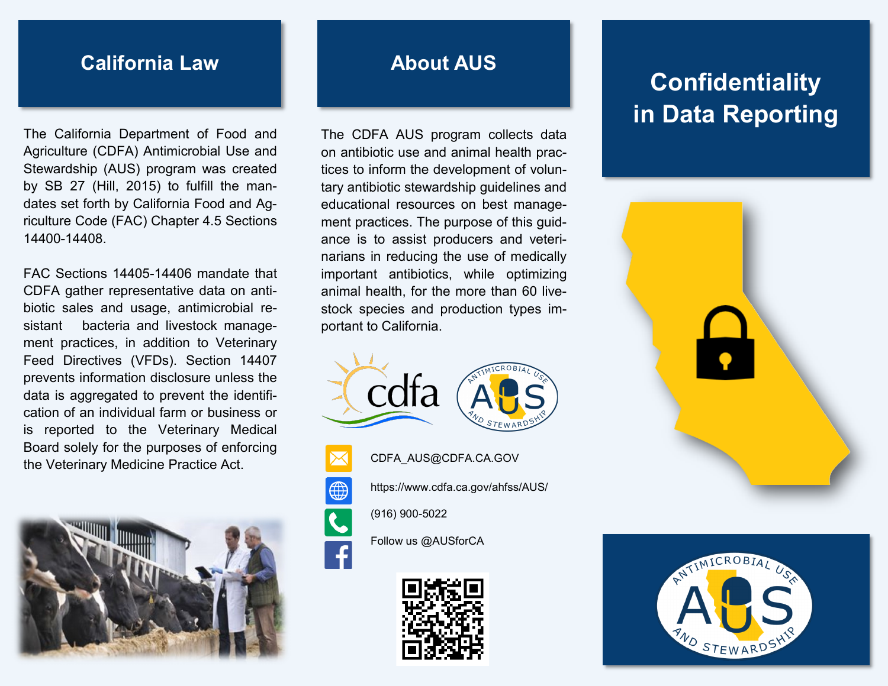## California Law

The California Department of Food and Agriculture (CDFA) Antimicrobial Use and Stewardship (AUS) program was created by SB 27 (Hill, 2015) to fulfill the mandates set forth by California Food and Agriculture Code (FAC) Chapter 4.5 Sections 14400-14408.

FAC Sections 14405-14406 mandate that CDFA gather representative data on antibiotic sales and usage, antimicrobial resistant bacteria and livestock management practices, in addition to Veterinary Feed Directives (VFDs). Section 14407 prevents information disclosure unless the data is aggregated to prevent the identification of an individual farm or business or is reported to the Veterinary Medical Board solely for the purposes of enforcing the Veterinary Medicine Practice Act.

## About AUS

The CDFA AUS program collects data on antibiotic use and animal health practices to inform the development of voluntary antibiotic stewardship guidelines and educational resources on best management practices. The purpose of this guidance is to assist producers and veterinarians in reducing the use of medically important antibiotics, while optimizing animal health, for the more than 60 livestock species and production types important to California.

CDFA_AUS@CDFA.CA.GOV

https://www.cdfa.ca.gov/ahfss/AUS/

(916) 900-5022

Follow us @AUSforCA

# Confidentiality in Data Reporting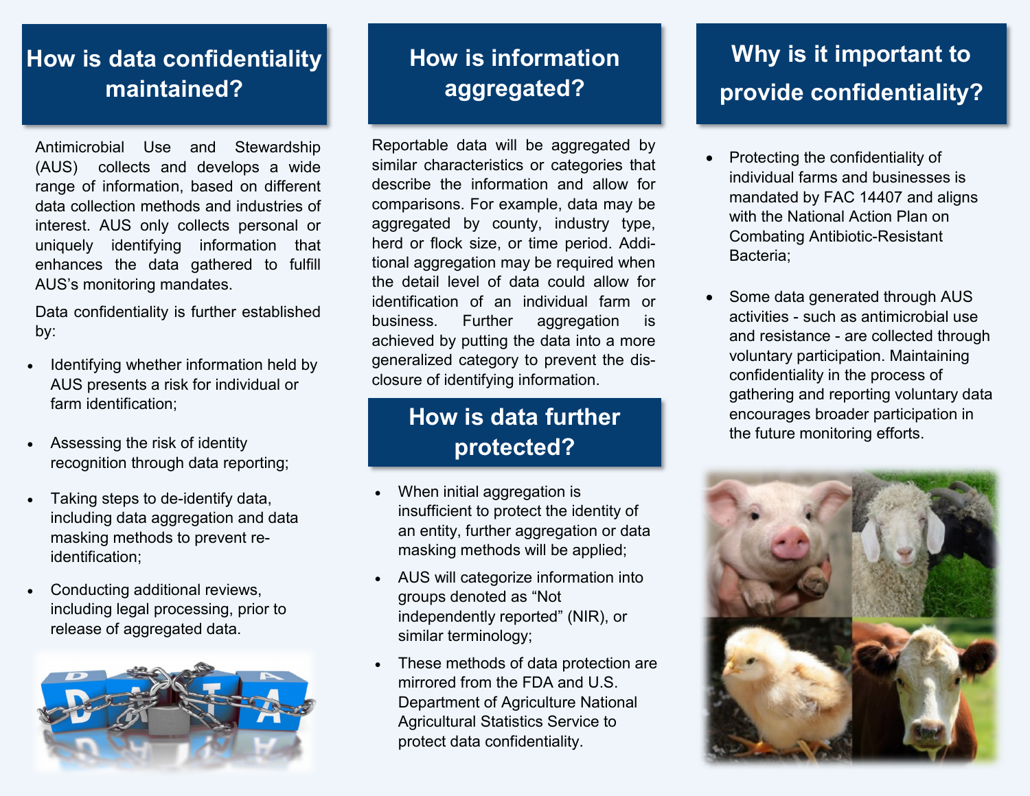## How is data confidentiality maintained?

Antimicrobial Use and Stewardship (AUS) collects and develops a wide range of information, based on different data collection methods and industries of interest. AUS only collects personal or uniquely identifying information that enhances the data gathered to fulfill AUS's monitoring mandates.

Data confidentiality is further established by:

- Identifying whether information held by AUS presents a risk for individual or farm identification;
- Assessing the risk of identity recognition through data reporting;
- Taking steps to de-identify data, including data aggregation and data masking methods to prevent re-identification;
- Conducting additional reviews, including legal processing, prior to release of aggregated data.

## How is information aggregated?

Reportable data will be aggregated by similar characteristics or categories that describe the information and allow for comparisons. For example, data may be aggregated by county, industry type, herd or flock size, or time period. Additional aggregation may be required when the detail level of data could allow for identification of an individual farm or business. Further aggregation is achieved by putting the data into a more generalized category to prevent the disclosure of identifying information.

## How is data further protected?

- When initial aggregation is insufficient to protect the identity of an entity, further aggregation or data masking methods will be applied;
- AUS will categorize information into groups denoted as "Not independently reported" (NIR), or similar terminology;
- These methods of data protection are mirrored from the FDA and U.S. Department of Agriculture National Agricultural Statistics Service to protect data confidentiality.

## Why is it important to provide confidentiality?

- Protecting the confidentiality of individual farms and businesses is mandated by FAC 14407 and aligns with the National Action Plan on Combating Antibiotic-Resistant Bacteria;
- Some data generated through AUS activities - such as antimicrobial use and resistance - are collected through voluntary participation. Maintaining confidentiality in the process of gathering and reporting voluntary data encourages broader participation in the future monitoring efforts.